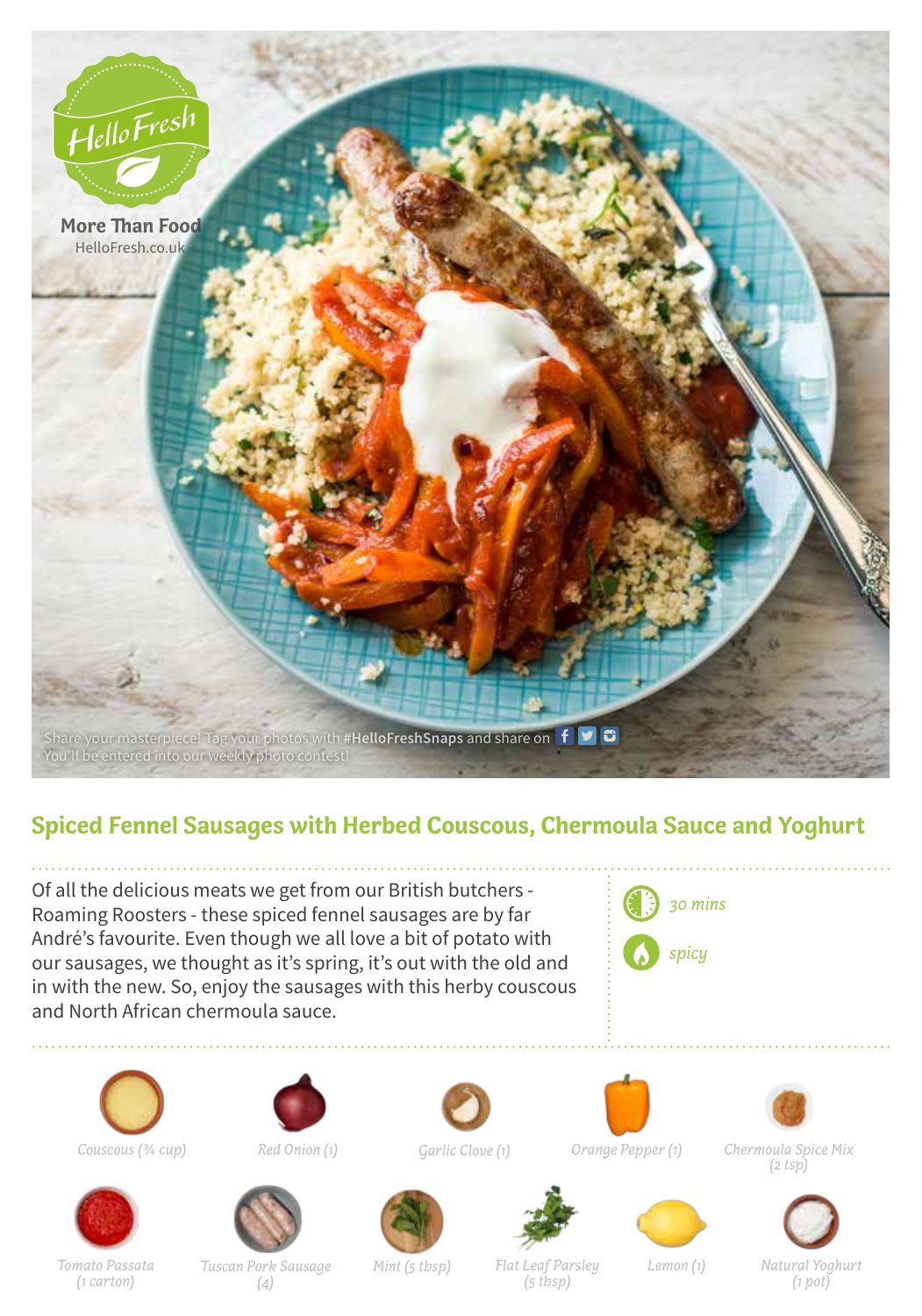HelloFresh

More Than Food
HelloFresh.co.uk

Share your masterpiece! Tag your photos with **#HelloFreshSnaps** and share on
You'll be entered into our weekly photo contest!

## Spiced Fennel Sausages with Herbed Couscous, Chermoula Sauce and Yoghurt

Of all the delicious meats we get from our British butchers - Roaming Roosters - these spiced fennel sausages are by far André's favourite. Even though we all love a bit of potato with our sausages, we thought as it's spring, it's out with the old and in with the new. So, enjoy the sausages with this herby couscous and North African chermoula sauce.

*30 mins*

*spicy*

- *Couscous (¾ cup)*
- *Red Onion (1)*
- *Garlic Clove (1)*
- *Orange Pepper (1)*
- *Chermoula Spice Mix (2 tsp)*
- *Tomato Passata (1 carton)*
- *Tuscan Pork Sausage (4)*
- *Mint (5 tbsp)*
- *Flat Leaf Parsley (5 tbsp)*
- *Lemon (1)*
- *Natural Yoghurt (1 pot)*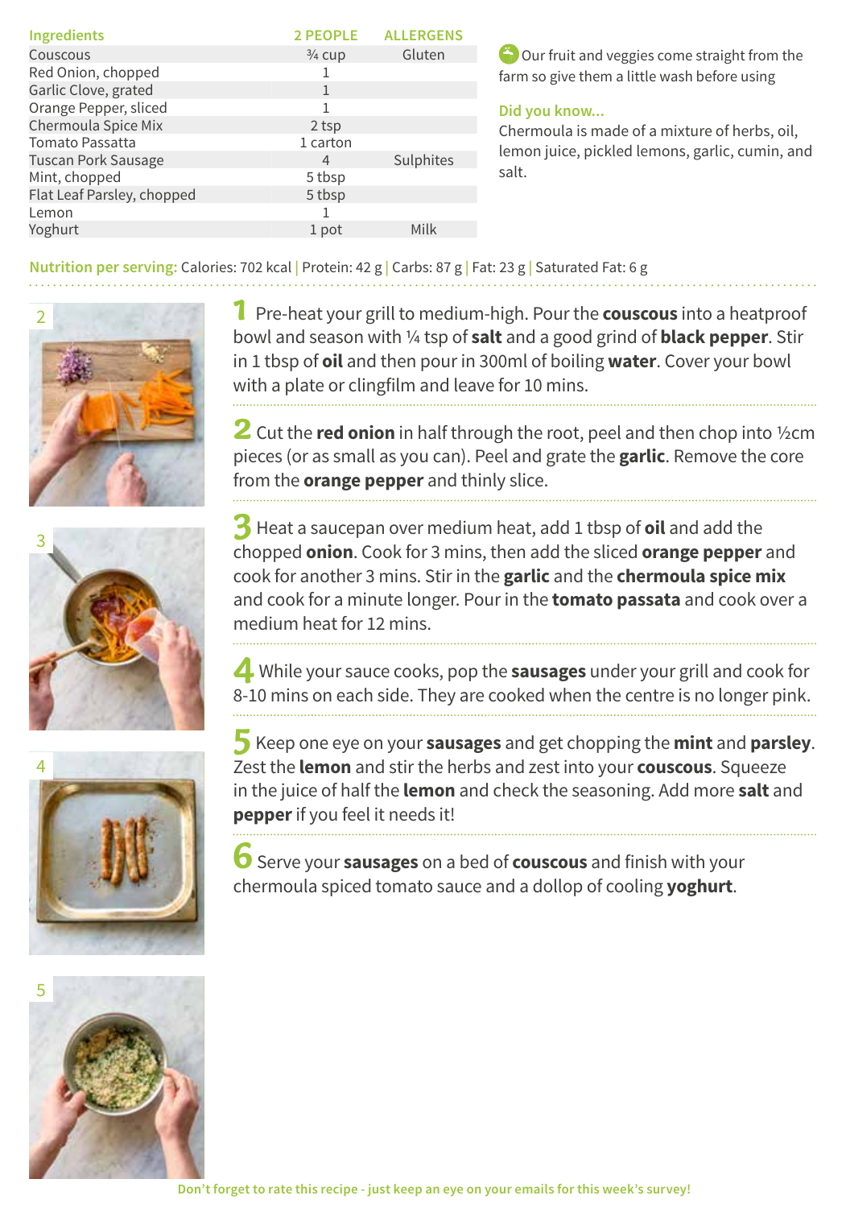| Ingredients | 2 PEOPLE | ALLERGENS |
|---|---|---|
| Couscous | ¾ cup | Gluten |
| Red Onion, chopped | 1 | |
| Garlic Clove, grated | 1 | |
| Orange Pepper, sliced | 1 | |
| Chermoula Spice Mix | 2 tsp | |
| Tomato Passatta | 1 carton | |
| Tuscan Pork Sausage | 4 | Sulphites |
| Mint, chopped | 5 tbsp | |
| Flat Leaf Parsley, chopped | 5 tbsp | |
| Lemon | 1 | |
| Yoghurt | 1 pot | Milk |

Our fruit and veggies come straight from the farm so give them a little wash before using

**Did you know...**

Chermoula is made of a mixture of herbs, oil, lemon juice, pickled lemons, garlic, cumin, and salt.

**Nutrition per serving:** Calories: 702 kcal | Protein: 42 g | Carbs: 87 g | Fat: 23 g | Saturated Fat: 6 g

2

3

4

5

**1** Pre-heat your grill to medium-high. Pour the **couscous** into a heatproof bowl and season with ¼ tsp of **salt** and a good grind of **black pepper**. Stir in 1 tbsp of **oil** and then pour in 300ml of boiling **water**. Cover your bowl with a plate or clingfilm and leave for 10 mins.

**2** Cut the **red onion** in half through the root, peel and then chop into ½cm pieces (or as small as you can). Peel and grate the **garlic**. Remove the core from the **orange pepper** and thinly slice.

**3** Heat a saucepan over medium heat, add 1 tbsp of **oil** and add the chopped **onion**. Cook for 3 mins, then add the sliced **orange pepper** and cook for another 3 mins. Stir in the **garlic** and the **chermoula spice mix** and cook for a minute longer. Pour in the **tomato passata** and cook over a medium heat for 12 mins.

**4** While your sauce cooks, pop the **sausages** under your grill and cook for 8-10 mins on each side. They are cooked when the centre is no longer pink.

**5** Keep one eye on your **sausages** and get chopping the **mint** and **parsley**. Zest the **lemon** and stir the herbs and zest into your **couscous**. Squeeze in the juice of half the **lemon** and check the seasoning. Add more **salt** and **pepper** if you feel it needs it!

**6** Serve your **sausages** on a bed of **couscous** and finish with your chermoula spiced tomato sauce and a dollop of cooling **yoghurt**.

Don't forget to rate this recipe - just keep an eye on your emails for this week's survey!